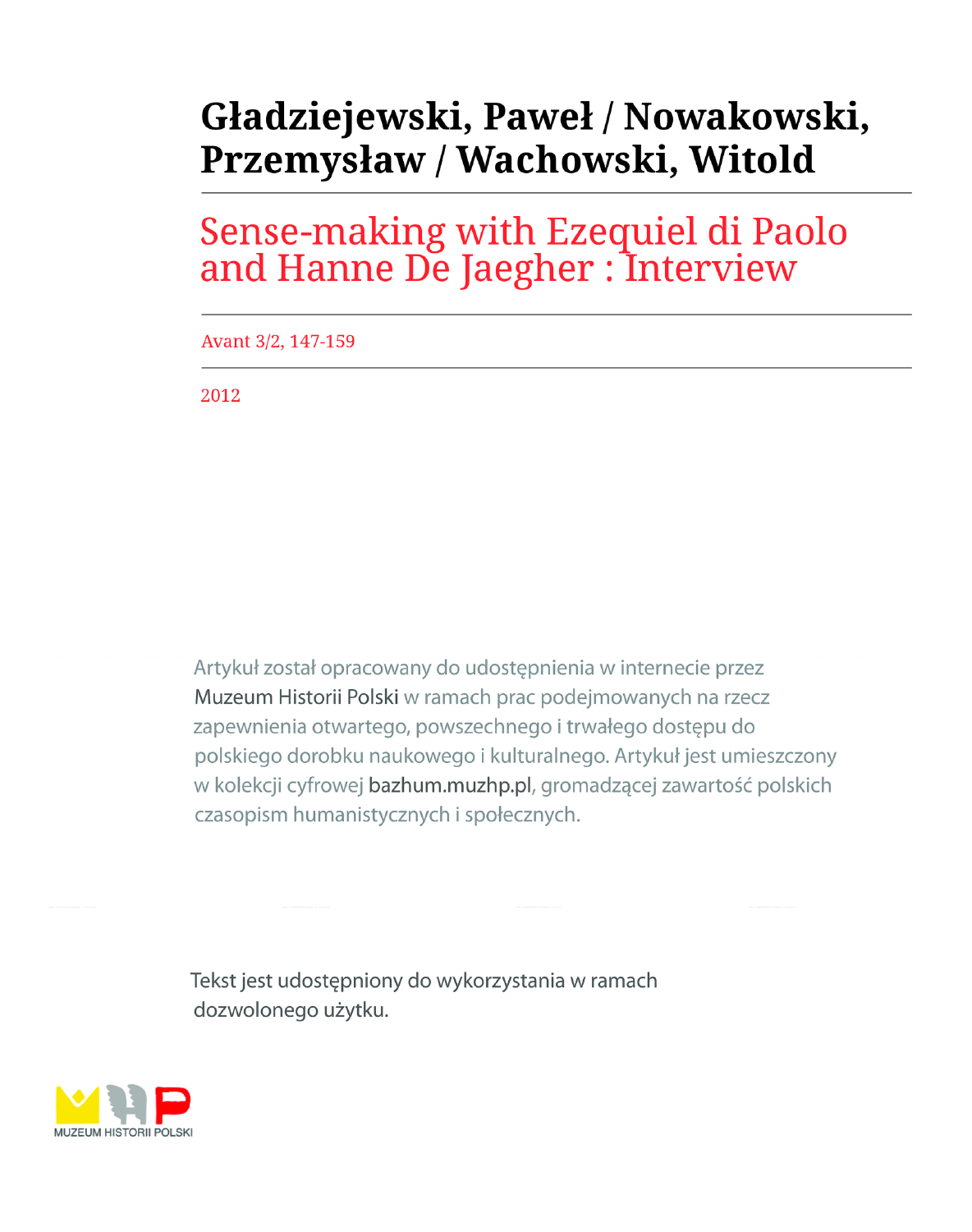# Gładziejewski, Paweł / Nowakowski, Przemysław / Wachowski, Witold

## Sense-making with Ezequiel di Paolo and Hanne De Jaegher : Interview

Avant 3/2, 147-159

2012

Artykuł został opracowany do udostępnienia w internecie przez Muzeum Historii Polski w ramach prac podejmowanych na rzecz zapewnienia otwartego, powszechnego i trwałego dostępu do polskiego dorobku naukowego i kulturalnego. Artykuł jest umieszczony w kolekcji cyfrowej bazhum.muzhp.pl, gromadzącej zawartość polskich czasopism humanistycznych i społecznych.

Tekst jest udostępniony do wykorzystania w ramach dozwolonego użytku.

MUZEUM HISTORII POLSKI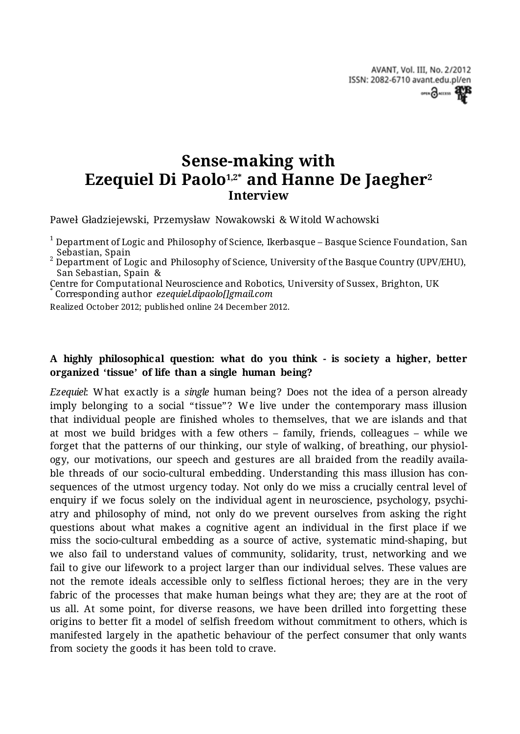# Sense-making with Ezequiel Di Paolo[1,2*] and Hanne De Jaegher[2]

## Interview

Paweł Gładziejewski, Przemysław Nowakowski & Witold Wachowski

[1] Department of Logic and Philosophy of Science, Ikerbasque – Basque Science Foundation, San Sebastian, Spain
[2] Department of Logic and Philosophy of Science, University of the Basque Country (UPV/EHU), San Sebastian, Spain &
Centre for Computational Neuroscience and Robotics, University of Sussex, Brighton, UK
[*] Corresponding author *ezequiel.dipaolo[]gmail.com*

Realized October 2012; published online 24 December 2012.

**A highly philosophical question: what do you think - is society a higher, better organized 'tissue' of life than a single human being?**

*Ezequiel*: What exactly is a *single* human being? Does not the idea of a person already imply belonging to a social "tissue"? We live under the contemporary mass illusion that individual people are finished wholes to themselves, that we are islands and that at most we build bridges with a few others – family, friends, colleagues – while we forget that the patterns of our thinking, our style of walking, of breathing, our physiology, our motivations, our speech and gestures are all braided from the readily available threads of our socio-cultural embedding. Understanding this mass illusion has consequences of the utmost urgency today. Not only do we miss a crucially central level of enquiry if we focus solely on the individual agent in neuroscience, psychology, psychiatry and philosophy of mind, not only do we prevent ourselves from asking the right questions about what makes a cognitive agent an individual in the first place if we miss the socio-cultural embedding as a source of active, systematic mind-shaping, but we also fail to understand values of community, solidarity, trust, networking and we fail to give our lifework to a project larger than our individual selves. These values are not the remote ideals accessible only to selfless fictional heroes; they are in the very fabric of the processes that make human beings what they are; they are at the root of us all. At some point, for diverse reasons, we have been drilled into forgetting these origins to better fit a model of selfish freedom without commitment to others, which is manifested largely in the apathetic behaviour of the perfect consumer that only wants from society the goods it has been told to crave.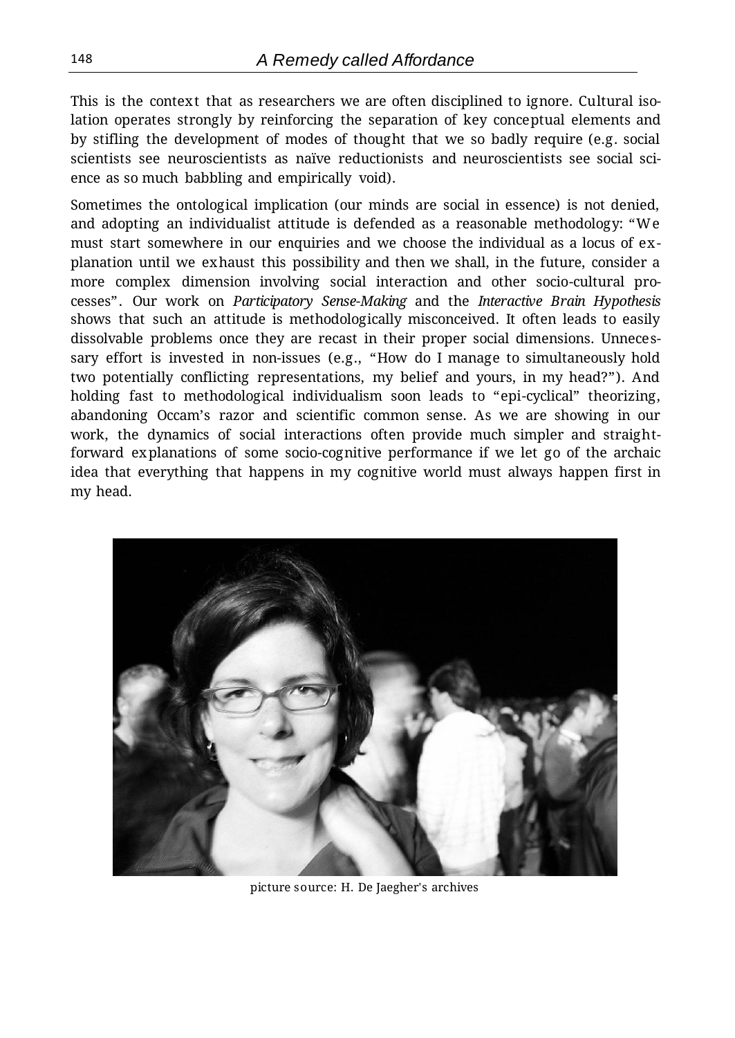This is the context that as researchers we are often disciplined to ignore. Cultural isolation operates strongly by reinforcing the separation of key conceptual elements and by stifling the development of modes of thought that we so badly require (e.g. social scientists see neuroscientists as naïve reductionists and neuroscientists see social science as so much babbling and empirically void).

Sometimes the ontological implication (our minds are social in essence) is not denied, and adopting an individualist attitude is defended as a reasonable methodology: "We must start somewhere in our enquiries and we choose the individual as a locus of explanation until we exhaust this possibility and then we shall, in the future, consider a more complex dimension involving social interaction and other socio-cultural processes". Our work on *Participatory Sense-Making* and the *Interactive Brain Hypothesis* shows that such an attitude is methodologically misconceived. It often leads to easily dissolvable problems once they are recast in their proper social dimensions. Unnecessary effort is invested in non-issues (e.g., "How do I manage to simultaneously hold two potentially conflicting representations, my belief and yours, in my head?"). And holding fast to methodological individualism soon leads to "epi-cyclical" theorizing, abandoning Occam's razor and scientific common sense. As we are showing in our work, the dynamics of social interactions often provide much simpler and straightforward explanations of some socio-cognitive performance if we let go of the archaic idea that everything that happens in my cognitive world must always happen first in my head.

picture source: H. De Jaegher's archives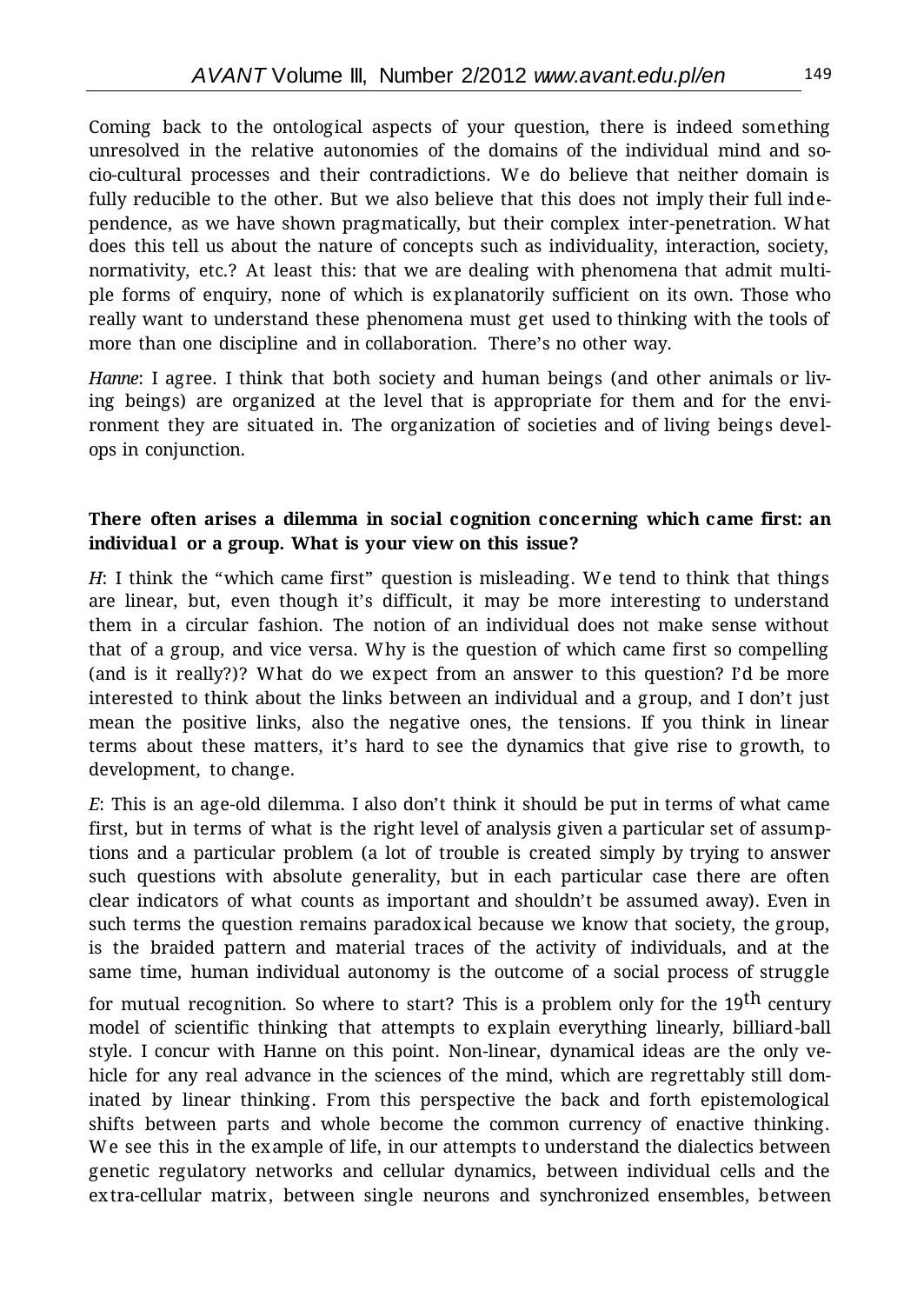Coming back to the ontological aspects of your question, there is indeed something unresolved in the relative autonomies of the domains of the individual mind and socio-cultural processes and their contradictions. We do believe that neither domain is fully reducible to the other. But we also believe that this does not imply their full independence, as we have shown pragmatically, but their complex inter-penetration. What does this tell us about the nature of concepts such as individuality, interaction, society, normativity, etc.? At least this: that we are dealing with phenomena that admit multiple forms of enquiry, none of which is explanatorily sufficient on its own. Those who really want to understand these phenomena must get used to thinking with the tools of more than one discipline and in collaboration. There's no other way.

*Hanne*: I agree. I think that both society and human beings (and other animals or living beings) are organized at the level that is appropriate for them and for the environment they are situated in. The organization of societies and of living beings develops in conjunction.

**There often arises a dilemma in social cognition concerning which came first: an individual or a group. What is your view on this issue?**

*H*: I think the "which came first" question is misleading. We tend to think that things are linear, but, even though it's difficult, it may be more interesting to understand them in a circular fashion. The notion of an individual does not make sense without that of a group, and vice versa. Why is the question of which came first so compelling (and is it really?)? What do we expect from an answer to this question? I'd be more interested to think about the links between an individual and a group, and I don't just mean the positive links, also the negative ones, the tensions. If you think in linear terms about these matters, it's hard to see the dynamics that give rise to growth, to development, to change.

*E*: This is an age-old dilemma. I also don't think it should be put in terms of what came first, but in terms of what is the right level of analysis given a particular set of assumptions and a particular problem (a lot of trouble is created simply by trying to answer such questions with absolute generality, but in each particular case there are often clear indicators of what counts as important and shouldn't be assumed away). Even in such terms the question remains paradoxical because we know that society, the group, is the braided pattern and material traces of the activity of individuals, and at the same time, human individual autonomy is the outcome of a social process of struggle for mutual recognition. So where to start? This is a problem only for the 19th century model of scientific thinking that attempts to explain everything linearly, billiard-ball style. I concur with Hanne on this point. Non-linear, dynamical ideas are the only vehicle for any real advance in the sciences of the mind, which are regrettably still dominated by linear thinking. From this perspective the back and forth epistemological shifts between parts and whole become the common currency of enactive thinking. We see this in the example of life, in our attempts to understand the dialectics between genetic regulatory networks and cellular dynamics, between individual cells and the extra-cellular matrix, between single neurons and synchronized ensembles, between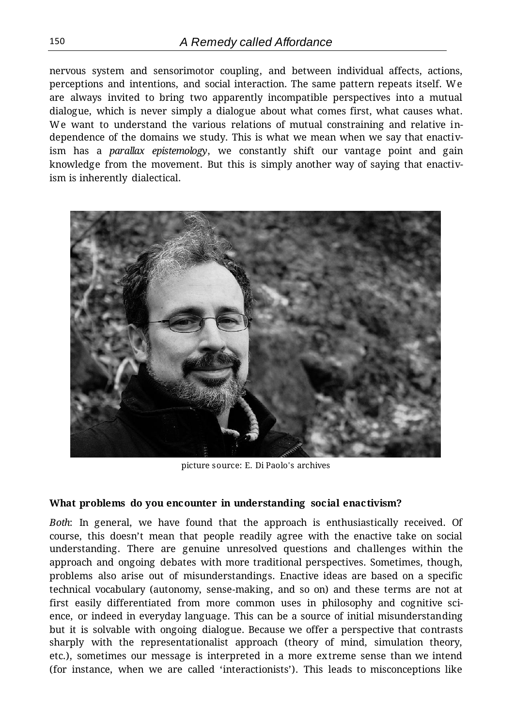nervous system and sensorimotor coupling, and between individual affects, actions, perceptions and intentions, and social interaction. The same pattern repeats itself. We are always invited to bring two apparently incompatible perspectives into a mutual dialogue, which is never simply a dialogue about what comes first, what causes what. We want to understand the various relations of mutual constraining and relative independence of the domains we study. This is what we mean when we say that enactivism has a *parallax epistemology*, we constantly shift our vantage point and gain knowledge from the movement. But this is simply another way of saying that enactivism is inherently dialectical.

picture source: E. Di Paolo's archives

**What problems do you encounter in understanding social enactivism?**

*Both*: In general, we have found that the approach is enthusiastically received. Of course, this doesn't mean that people readily agree with the enactive take on social understanding. There are genuine unresolved questions and challenges within the approach and ongoing debates with more traditional perspectives. Sometimes, though, problems also arise out of misunderstandings. Enactive ideas are based on a specific technical vocabulary (autonomy, sense-making, and so on) and these terms are not at first easily differentiated from more common uses in philosophy and cognitive science, or indeed in everyday language. This can be a source of initial misunderstanding but it is solvable with ongoing dialogue. Because we offer a perspective that contrasts sharply with the representationalist approach (theory of mind, simulation theory, etc.), sometimes our message is interpreted in a more extreme sense than we intend (for instance, when we are called 'interactionists'). This leads to misconceptions like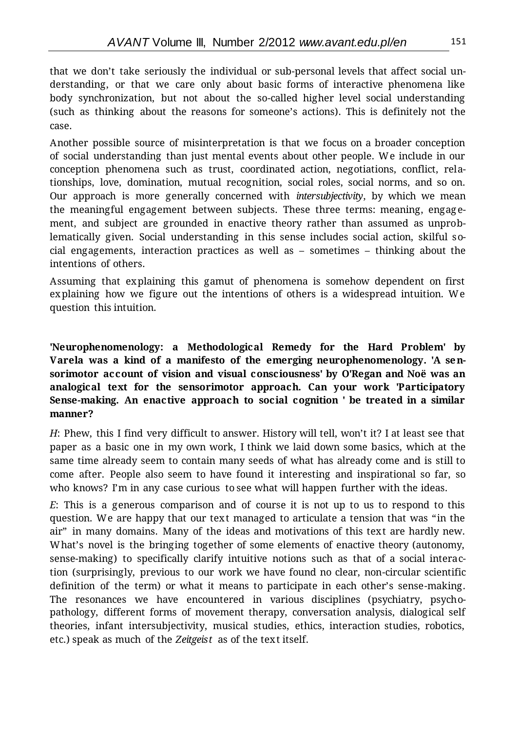that we don't take seriously the individual or sub-personal levels that affect social understanding, or that we care only about basic forms of interactive phenomena like body synchronization, but not about the so-called higher level social understanding (such as thinking about the reasons for someone's actions). This is definitely not the case.

Another possible source of misinterpretation is that we focus on a broader conception of social understanding than just mental events about other people. We include in our conception phenomena such as trust, coordinated action, negotiations, conflict, relationships, love, domination, mutual recognition, social roles, social norms, and so on. Our approach is more generally concerned with *intersubjectivity*, by which we mean the meaningful engagement between subjects. These three terms: meaning, engagement, and subject are grounded in enactive theory rather than assumed as unproblematically given. Social understanding in this sense includes social action, skilful social engagements, interaction practices as well as – sometimes – thinking about the intentions of others.

Assuming that explaining this gamut of phenomena is somehow dependent on first explaining how we figure out the intentions of others is a widespread intuition. We question this intuition.

**'Neurophenomenology: a Methodological Remedy for the Hard Problem' by Varela was a kind of a manifesto of the emerging neurophenomenology. 'A sensorimotor account of vision and visual consciousness' by O'Regan and Noë was an analogical text for the sensorimotor approach. Can your work 'Participatory Sense-making. An enactive approach to social cognition ' be treated in a similar manner?**

*H*: Phew, this I find very difficult to answer. History will tell, won't it? I at least see that paper as a basic one in my own work, I think we laid down some basics, which at the same time already seem to contain many seeds of what has already come and is still to come after. People also seem to have found it interesting and inspirational so far, so who knows? I'm in any case curious to see what will happen further with the ideas.

*E*: This is a generous comparison and of course it is not up to us to respond to this question. We are happy that our text managed to articulate a tension that was "in the air" in many domains. Many of the ideas and motivations of this text are hardly new. What's novel is the bringing together of some elements of enactive theory (autonomy, sense-making) to specifically clarify intuitive notions such as that of a social interaction (surprisingly, previous to our work we have found no clear, non-circular scientific definition of the term) or what it means to participate in each other's sense-making. The resonances we have encountered in various disciplines (psychiatry, psychopathology, different forms of movement therapy, conversation analysis, dialogical self theories, infant intersubjectivity, musical studies, ethics, interaction studies, robotics, etc.) speak as much of the *Zeitgeist* as of the text itself.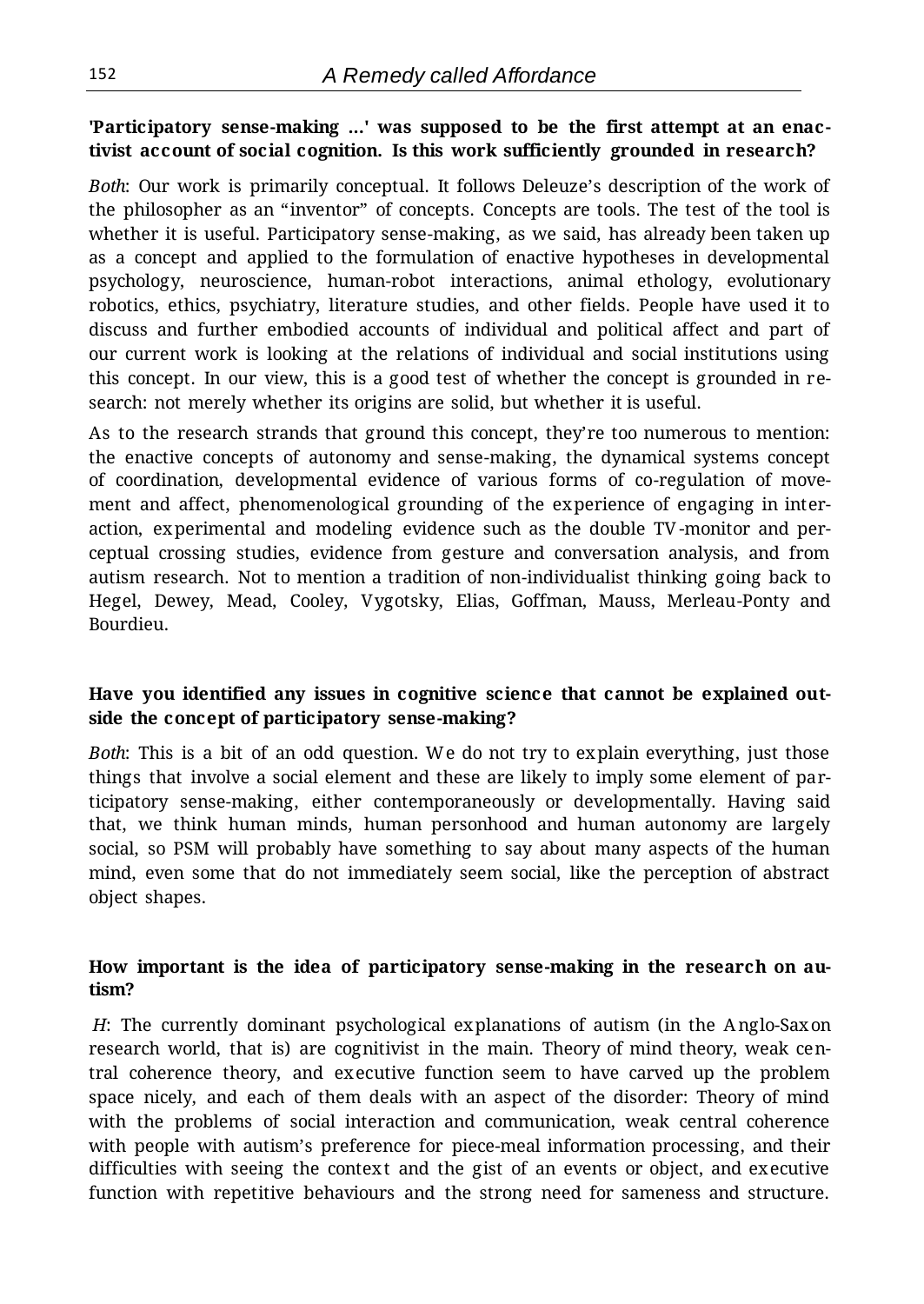**'Participatory sense-making ...' was supposed to be the first attempt at an enactivist account of social cognition. Is this work sufficiently grounded in research?**

*Both*: Our work is primarily conceptual. It follows Deleuze's description of the work of the philosopher as an "inventor" of concepts. Concepts are tools. The test of the tool is whether it is useful. Participatory sense-making, as we said, has already been taken up as a concept and applied to the formulation of enactive hypotheses in developmental psychology, neuroscience, human-robot interactions, animal ethology, evolutionary robotics, ethics, psychiatry, literature studies, and other fields. People have used it to discuss and further embodied accounts of individual and political affect and part of our current work is looking at the relations of individual and social institutions using this concept. In our view, this is a good test of whether the concept is grounded in research: not merely whether its origins are solid, but whether it is useful.

As to the research strands that ground this concept, they're too numerous to mention: the enactive concepts of autonomy and sense-making, the dynamical systems concept of coordination, developmental evidence of various forms of co-regulation of movement and affect, phenomenological grounding of the experience of engaging in interaction, experimental and modeling evidence such as the double TV-monitor and perceptual crossing studies, evidence from gesture and conversation analysis, and from autism research. Not to mention a tradition of non-individualist thinking going back to Hegel, Dewey, Mead, Cooley, Vygotsky, Elias, Goffman, Mauss, Merleau-Ponty and Bourdieu.

**Have you identified any issues in cognitive science that cannot be explained outside the concept of participatory sense-making?**

*Both*: This is a bit of an odd question. We do not try to explain everything, just those things that involve a social element and these are likely to imply some element of participatory sense-making, either contemporaneously or developmentally. Having said that, we think human minds, human personhood and human autonomy are largely social, so PSM will probably have something to say about many aspects of the human mind, even some that do not immediately seem social, like the perception of abstract object shapes.

**How important is the idea of participatory sense-making in the research on autism?**

*H*: The currently dominant psychological explanations of autism (in the Anglo-Saxon research world, that is) are cognitivist in the main. Theory of mind theory, weak central coherence theory, and executive function seem to have carved up the problem space nicely, and each of them deals with an aspect of the disorder: Theory of mind with the problems of social interaction and communication, weak central coherence with people with autism's preference for piece-meal information processing, and their difficulties with seeing the context and the gist of an events or object, and executive function with repetitive behaviours and the strong need for sameness and structure.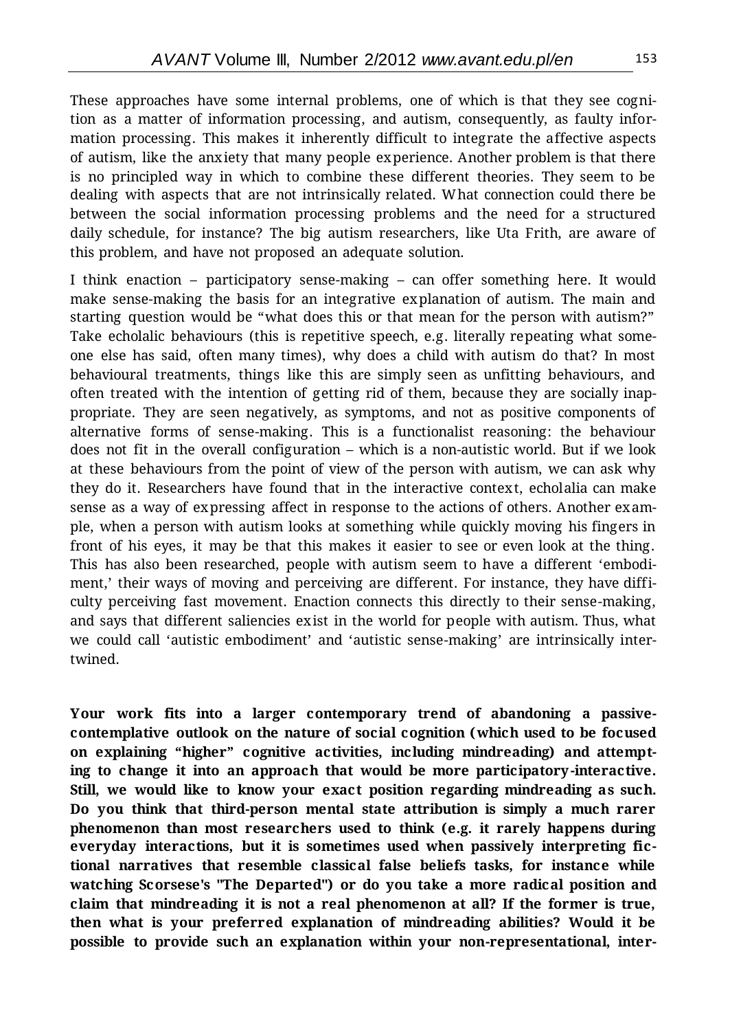These approaches have some internal problems, one of which is that they see cognition as a matter of information processing, and autism, consequently, as faulty information processing. This makes it inherently difficult to integrate the affective aspects of autism, like the anxiety that many people experience. Another problem is that there is no principled way in which to combine these different theories. They seem to be dealing with aspects that are not intrinsically related. What connection could there be between the social information processing problems and the need for a structured daily schedule, for instance? The big autism researchers, like Uta Frith, are aware of this problem, and have not proposed an adequate solution.

I think enaction – participatory sense-making – can offer something here. It would make sense-making the basis for an integrative explanation of autism. The main and starting question would be "what does this or that mean for the person with autism?" Take echolalic behaviours (this is repetitive speech, e.g. literally repeating what someone else has said, often many times), why does a child with autism do that? In most behavioural treatments, things like this are simply seen as unfitting behaviours, and often treated with the intention of getting rid of them, because they are socially inappropriate. They are seen negatively, as symptoms, and not as positive components of alternative forms of sense-making. This is a functionalist reasoning: the behaviour does not fit in the overall configuration – which is a non-autistic world. But if we look at these behaviours from the point of view of the person with autism, we can ask why they do it. Researchers have found that in the interactive context, echolalia can make sense as a way of expressing affect in response to the actions of others. Another example, when a person with autism looks at something while quickly moving his fingers in front of his eyes, it may be that this makes it easier to see or even look at the thing. This has also been researched, people with autism seem to have a different 'embodiment,' their ways of moving and perceiving are different. For instance, they have difficulty perceiving fast movement. Enaction connects this directly to their sense-making, and says that different saliencies exist in the world for people with autism. Thus, what we could call 'autistic embodiment' and 'autistic sense-making' are intrinsically intertwined.

**Your work fits into a larger contemporary trend of abandoning a passive-contemplative outlook on the nature of social cognition (which used to be focused on explaining "higher" cognitive activities, including mindreading) and attempting to change it into an approach that would be more participatory-interactive. Still, we would like to know your exact position regarding mindreading as such. Do you think that third-person mental state attribution is simply a much rarer phenomenon than most researchers used to think (e.g. it rarely happens during everyday interactions, but it is sometimes used when passively interpreting fictional narratives that resemble classical false beliefs tasks, for instance while watching Scorsese's "The Departed") or do you take a more radical position and claim that mindreading it is not a real phenomenon at all? If the former is true, then what is your preferred explanation of mindreading abilities? Would it be possible to provide such an explanation within your non-representational, inter-**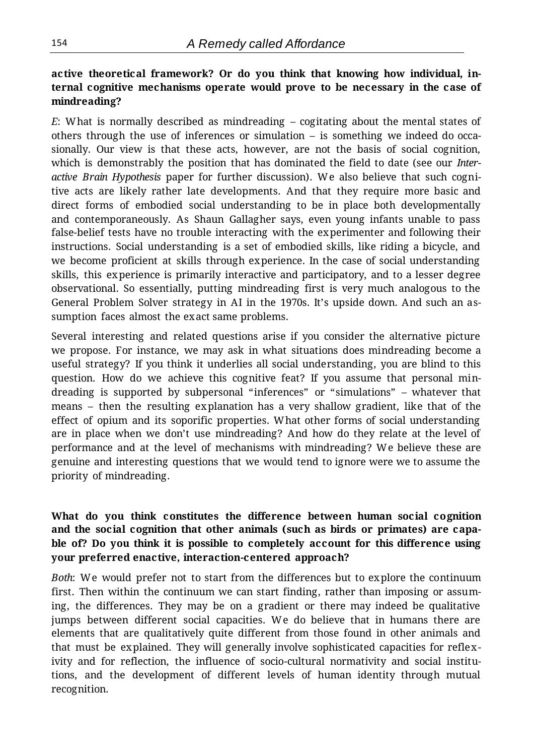**active theoretical framework? Or do you think that knowing how individual, internal cognitive mechanisms operate would prove to be necessary in the case of mindreading?**

*E*: What is normally described as mindreading – cogitating about the mental states of others through the use of inferences or simulation – is something we indeed do occasionally. Our view is that these acts, however, are not the basis of social cognition, which is demonstrably the position that has dominated the field to date (see our *Interactive Brain Hypothesis* paper for further discussion). We also believe that such cognitive acts are likely rather late developments. And that they require more basic and direct forms of embodied social understanding to be in place both developmentally and contemporaneously. As Shaun Gallagher says, even young infants unable to pass false-belief tests have no trouble interacting with the experimenter and following their instructions. Social understanding is a set of embodied skills, like riding a bicycle, and we become proficient at skills through experience. In the case of social understanding skills, this experience is primarily interactive and participatory, and to a lesser degree observational. So essentially, putting mindreading first is very much analogous to the General Problem Solver strategy in AI in the 1970s. It's upside down. And such an assumption faces almost the exact same problems.

Several interesting and related questions arise if you consider the alternative picture we propose. For instance, we may ask in what situations does mindreading become a useful strategy? If you think it underlies all social understanding, you are blind to this question. How do we achieve this cognitive feat? If you assume that personal mindreading is supported by subpersonal "inferences" or "simulations" – whatever that means – then the resulting explanation has a very shallow gradient, like that of the effect of opium and its soporific properties. What other forms of social understanding are in place when we don't use mindreading? And how do they relate at the level of performance and at the level of mechanisms with mindreading? We believe these are genuine and interesting questions that we would tend to ignore were we to assume the priority of mindreading.

**What do you think constitutes the difference between human social cognition and the social cognition that other animals (such as birds or primates) are capable of? Do you think it is possible to completely account for this difference using your preferred enactive, interaction-centered approach?**

*Both*: We would prefer not to start from the differences but to explore the continuum first. Then within the continuum we can start finding, rather than imposing or assuming, the differences. They may be on a gradient or there may indeed be qualitative jumps between different social capacities. We do believe that in humans there are elements that are qualitatively quite different from those found in other animals and that must be explained. They will generally involve sophisticated capacities for reflexivity and for reflection, the influence of socio-cultural normativity and social institutions, and the development of different levels of human identity through mutual recognition.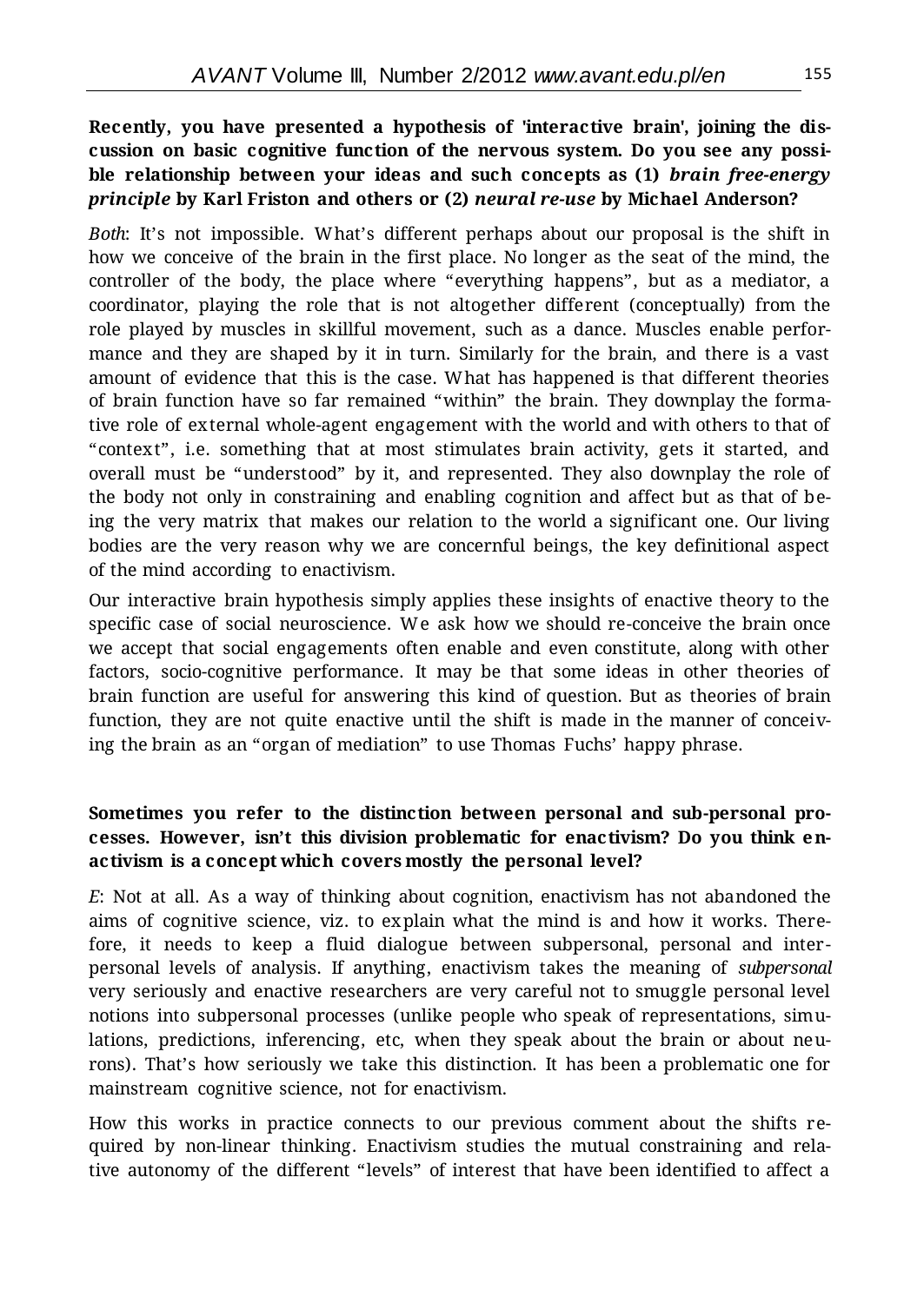**Recently, you have presented a hypothesis of 'interactive brain', joining the discussion on basic cognitive function of the nervous system. Do you see any possible relationship between your ideas and such concepts as (1) *brain free-energy principle* by Karl Friston and others or (2) *neural re-use* by Michael Anderson?**

*Both*: It's not impossible. What's different perhaps about our proposal is the shift in how we conceive of the brain in the first place. No longer as the seat of the mind, the controller of the body, the place where "everything happens", but as a mediator, a coordinator, playing the role that is not altogether different (conceptually) from the role played by muscles in skillful movement, such as a dance. Muscles enable performance and they are shaped by it in turn. Similarly for the brain, and there is a vast amount of evidence that this is the case. What has happened is that different theories of brain function have so far remained "within" the brain. They downplay the formative role of external whole-agent engagement with the world and with others to that of "context", i.e. something that at most stimulates brain activity, gets it started, and overall must be "understood" by it, and represented. They also downplay the role of the body not only in constraining and enabling cognition and affect but as that of being the very matrix that makes our relation to the world a significant one. Our living bodies are the very reason why we are concernful beings, the key definitional aspect of the mind according to enactivism.

Our interactive brain hypothesis simply applies these insights of enactive theory to the specific case of social neuroscience. We ask how we should re-conceive the brain once we accept that social engagements often enable and even constitute, along with other factors, socio-cognitive performance. It may be that some ideas in other theories of brain function are useful for answering this kind of question. But as theories of brain function, they are not quite enactive until the shift is made in the manner of conceiving the brain as an "organ of mediation" to use Thomas Fuchs' happy phrase.

**Sometimes you refer to the distinction between personal and sub-personal processes. However, isn't this division problematic for enactivism? Do you think enactivism is a concept which covers mostly the personal level?**

*E*: Not at all. As a way of thinking about cognition, enactivism has not abandoned the aims of cognitive science, viz. to explain what the mind is and how it works. Therefore, it needs to keep a fluid dialogue between subpersonal, personal and interpersonal levels of analysis. If anything, enactivism takes the meaning of *subpersonal* very seriously and enactive researchers are very careful not to smuggle personal level notions into subpersonal processes (unlike people who speak of representations, simulations, predictions, inferencing, etc, when they speak about the brain or about neurons). That's how seriously we take this distinction. It has been a problematic one for mainstream cognitive science, not for enactivism.

How this works in practice connects to our previous comment about the shifts required by non-linear thinking. Enactivism studies the mutual constraining and relative autonomy of the different "levels" of interest that have been identified to affect a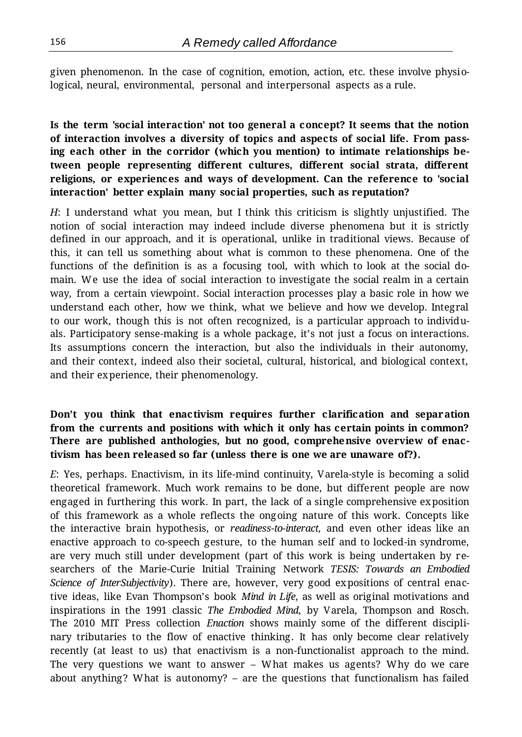given phenomenon. In the case of cognition, emotion, action, etc. these involve physiological, neural, environmental, personal and interpersonal aspects as a rule.

**Is the term 'social interaction' not too general a concept? It seems that the notion of interaction involves a diversity of topics and aspects of social life. From passing each other in the corridor (which you mention) to intimate relationships between people representing different cultures, different social strata, different religions, or experiences and ways of development. Can the reference to 'social interaction' better explain many social properties, such as reputation?**

*H*: I understand what you mean, but I think this criticism is slightly unjustified. The notion of social interaction may indeed include diverse phenomena but it is strictly defined in our approach, and it is operational, unlike in traditional views. Because of this, it can tell us something about what is common to these phenomena. One of the functions of the definition is as a focusing tool, with which to look at the social domain. We use the idea of social interaction to investigate the social realm in a certain way, from a certain viewpoint. Social interaction processes play a basic role in how we understand each other, how we think, what we believe and how we develop. Integral to our work, though this is not often recognized, is a particular approach to individuals. Participatory sense-making is a whole package, it's not just a focus on interactions. Its assumptions concern the interaction, but also the individuals in their autonomy, and their context, indeed also their societal, cultural, historical, and biological context, and their experience, their phenomenology.

**Don't you think that enactivism requires further clarification and separation from the currents and positions with which it only has certain points in common? There are published anthologies, but no good, comprehensive overview of enactivism has been released so far (unless there is one we are unaware of?).**

*E*: Yes, perhaps. Enactivism, in its life-mind continuity, Varela-style is becoming a solid theoretical framework. Much work remains to be done, but different people are now engaged in furthering this work. In part, the lack of a single comprehensive exposition of this framework as a whole reflects the ongoing nature of this work. Concepts like the interactive brain hypothesis, or *readiness-to-interact*, and even other ideas like an enactive approach to co-speech gesture, to the human self and to locked-in syndrome, are very much still under development (part of this work is being undertaken by researchers of the Marie-Curie Initial Training Network *TESIS: Towards an Embodied Science of InterSubjectivity*). There are, however, very good expositions of central enactive ideas, like Evan Thompson's book *Mind in Life*, as well as original motivations and inspirations in the 1991 classic *The Embodied Mind*, by Varela, Thompson and Rosch. The 2010 MIT Press collection *Enaction* shows mainly some of the different disciplinary tributaries to the flow of enactive thinking. It has only become clear relatively recently (at least to us) that enactivism is a non-functionalist approach to the mind. The very questions we want to answer – What makes us agents? Why do we care about anything? What is autonomy? – are the questions that functionalism has failed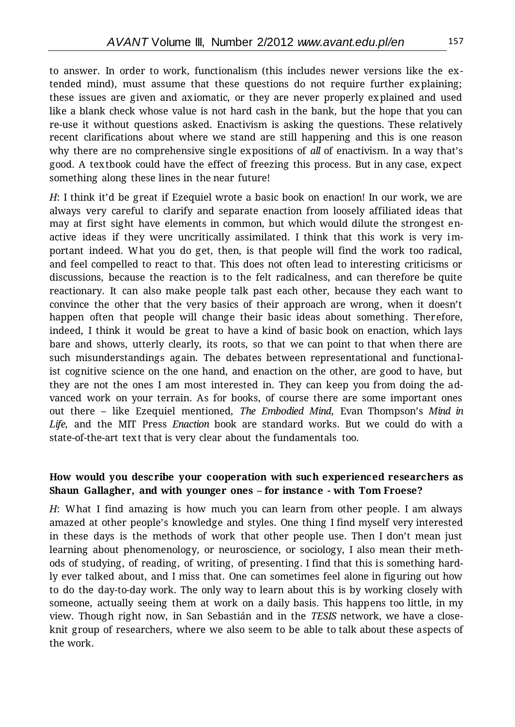to answer. In order to work, functionalism (this includes newer versions like the extended mind), must assume that these questions do not require further explaining; these issues are given and axiomatic, or they are never properly explained and used like a blank check whose value is not hard cash in the bank, but the hope that you can re-use it without questions asked. Enactivism is asking the questions. These relatively recent clarifications about where we stand are still happening and this is one reason why there are no comprehensive single expositions of *all* of enactivism. In a way that's good. A textbook could have the effect of freezing this process. But in any case, expect something along these lines in the near future!

*H*: I think it'd be great if Ezequiel wrote a basic book on enaction! In our work, we are always very careful to clarify and separate enaction from loosely affiliated ideas that may at first sight have elements in common, but which would dilute the strongest enactive ideas if they were uncritically assimilated. I think that this work is very important indeed. What you do get, then, is that people will find the work too radical, and feel compelled to react to that. This does not often lead to interesting criticisms or discussions, because the reaction is to the felt radicalness, and can therefore be quite reactionary. It can also make people talk past each other, because they each want to convince the other that the very basics of their approach are wrong, when it doesn't happen often that people will change their basic ideas about something. Therefore, indeed, I think it would be great to have a kind of basic book on enaction, which lays bare and shows, utterly clearly, its roots, so that we can point to that when there are such misunderstandings again. The debates between representational and functionalist cognitive science on the one hand, and enaction on the other, are good to have, but they are not the ones I am most interested in. They can keep you from doing the advanced work on your terrain. As for books, of course there are some important ones out there – like Ezequiel mentioned, *The Embodied Mind*, Evan Thompson's *Mind in Life*, and the MIT Press *Enaction* book are standard works. But we could do with a state-of-the-art text that is very clear about the fundamentals too.

**How would you describe your cooperation with such experienced researchers as Shaun Gallagher, and with younger ones – for instance - with Tom Froese?**

*H*: What I find amazing is how much you can learn from other people. I am always amazed at other people's knowledge and styles. One thing I find myself very interested in these days is the methods of work that other people use. Then I don't mean just learning about phenomenology, or neuroscience, or sociology, I also mean their methods of studying, of reading, of writing, of presenting. I find that this is something hardly ever talked about, and I miss that. One can sometimes feel alone in figuring out how to do the day-to-day work. The only way to learn about this is by working closely with someone, actually seeing them at work on a daily basis. This happens too little, in my view. Though right now, in San Sebastián and in the *TESIS* network, we have a close-knit group of researchers, where we also seem to be able to talk about these aspects of the work.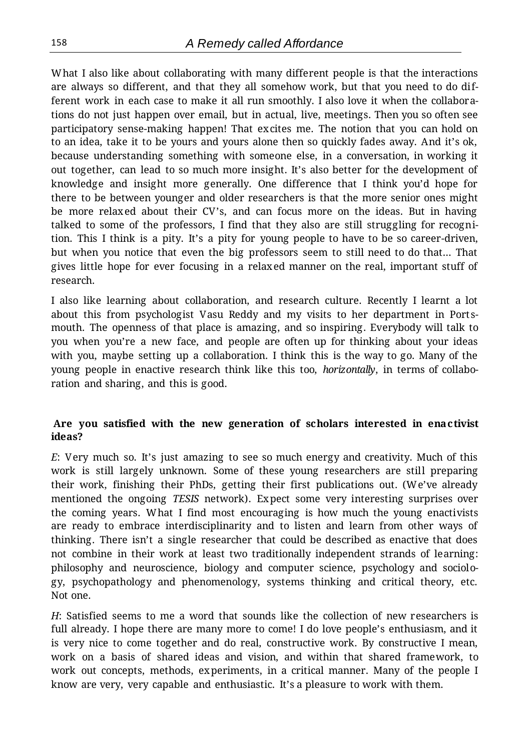What I also like about collaborating with many different people is that the interactions are always so different, and that they all somehow work, but that you need to do different work in each case to make it all run smoothly. I also love it when the collaborations do not just happen over email, but in actual, live, meetings. Then you so often see participatory sense-making happen! That excites me. The notion that you can hold on to an idea, take it to be yours and yours alone then so quickly fades away. And it's ok, because understanding something with someone else, in a conversation, in working it out together, can lead to so much more insight. It's also better for the development of knowledge and insight more generally. One difference that I think you'd hope for there to be between younger and older researchers is that the more senior ones might be more relaxed about their CV's, and can focus more on the ideas. But in having talked to some of the professors, I find that they also are still struggling for recognition. This I think is a pity. It's a pity for young people to have to be so career-driven, but when you notice that even the big professors seem to still need to do that... That gives little hope for ever focusing in a relaxed manner on the real, important stuff of research.

I also like learning about collaboration, and research culture. Recently I learnt a lot about this from psychologist Vasu Reddy and my visits to her department in Portsmouth. The openness of that place is amazing, and so inspiring. Everybody will talk to you when you're a new face, and people are often up for thinking about your ideas with you, maybe setting up a collaboration. I think this is the way to go. Many of the young people in enactive research think like this too, *horizontally*, in terms of collaboration and sharing, and this is good.

**Are you satisfied with the new generation of scholars interested in enactivist ideas?**

*E*: Very much so. It's just amazing to see so much energy and creativity. Much of this work is still largely unknown. Some of these young researchers are still preparing their work, finishing their PhDs, getting their first publications out. (We've already mentioned the ongoing *TESIS* network). Expect some very interesting surprises over the coming years. What I find most encouraging is how much the young enactivists are ready to embrace interdisciplinarity and to listen and learn from other ways of thinking. There isn't a single researcher that could be described as enactive that does not combine in their work at least two traditionally independent strands of learning: philosophy and neuroscience, biology and computer science, psychology and sociology, psychopathology and phenomenology, systems thinking and critical theory, etc. Not one.

*H*: Satisfied seems to me a word that sounds like the collection of new researchers is full already. I hope there are many more to come! I do love people's enthusiasm, and it is very nice to come together and do real, constructive work. By constructive I mean, work on a basis of shared ideas and vision, and within that shared framework, to work out concepts, methods, experiments, in a critical manner. Many of the people I know are very, very capable and enthusiastic. It's a pleasure to work with them.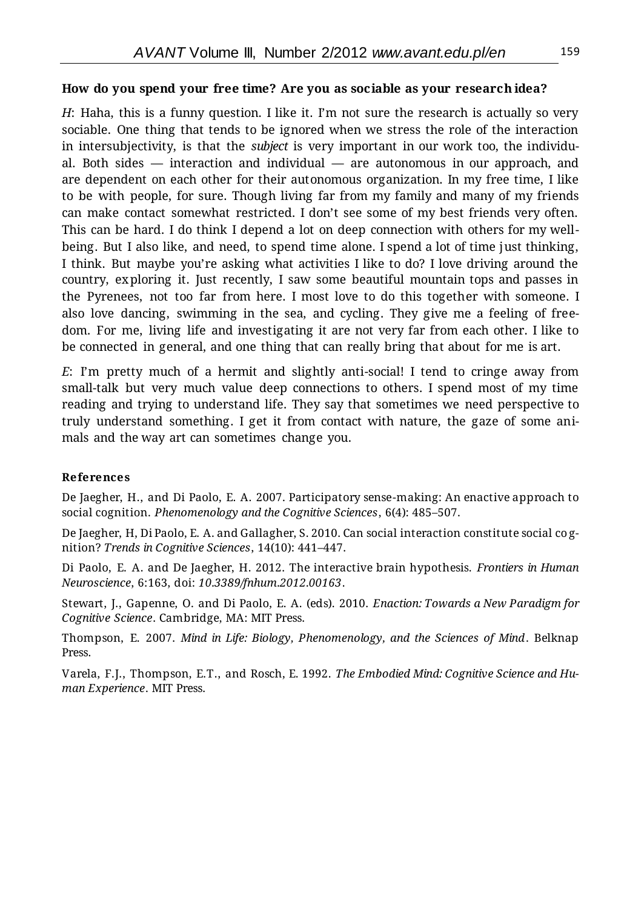**How do you spend your free time? Are you as sociable as your research idea?**

*H*: Haha, this is a funny question. I like it. I'm not sure the research is actually so very sociable. One thing that tends to be ignored when we stress the role of the interaction in intersubjectivity, is that the ***subject*** is very important in our work too, the individual. Both sides — interaction and individual — are autonomous in our approach, and are dependent on each other for their autonomous organization. In my free time, I like to be with people, for sure. Though living far from my family and many of my friends can make contact somewhat restricted. I don't see some of my best friends very often. This can be hard. I do think I depend a lot on deep connection with others for my well-being. But I also like, and need, to spend time alone. I spend a lot of time just thinking, I think. But maybe you're asking what activities I like to do? I love driving around the country, exploring it. Just recently, I saw some beautiful mountain tops and passes in the Pyrenees, not too far from here. I most love to do this together with someone. I also love dancing, swimming in the sea, and cycling. They give me a feeling of freedom. For me, living life and investigating it are not very far from each other. I like to be connected in general, and one thing that can really bring that about for me is art.

*E*: I'm pretty much of a hermit and slightly anti-social! I tend to cringe away from small-talk but very much value deep connections to others. I spend most of my time reading and trying to understand life. They say that sometimes we need perspective to truly understand something. I get it from contact with nature, the gaze of some animals and the way art can sometimes change you.

**References**

De Jaegher, H., and Di Paolo, E. A. 2007. Participatory sense-making: An enactive approach to social cognition. *Phenomenology and the Cognitive Sciences*, 6(4): 485–507.

De Jaegher, H, Di Paolo, E. A. and Gallagher, S. 2010. Can social interaction constitute social cognition? *Trends in Cognitive Sciences*, 14(10): 441–447.

Di Paolo, E. A. and De Jaegher, H. 2012. The interactive brain hypothesis. *Frontiers in Human Neuroscience*, 6:163, doi: *10.3389/fnhum.2012.00163*.

Stewart, J., Gapenne, O. and Di Paolo, E. A. (eds). 2010. *Enaction: Towards a New Paradigm for Cognitive Science*. Cambridge, MA: MIT Press.

Thompson, E. 2007. *Mind in Life: Biology, Phenomenology, and the Sciences of Mind*. Belknap Press.

Varela, F.J., Thompson, E.T., and Rosch, E. 1992. *The Embodied Mind: Cognitive Science and Human Experience*. MIT Press.